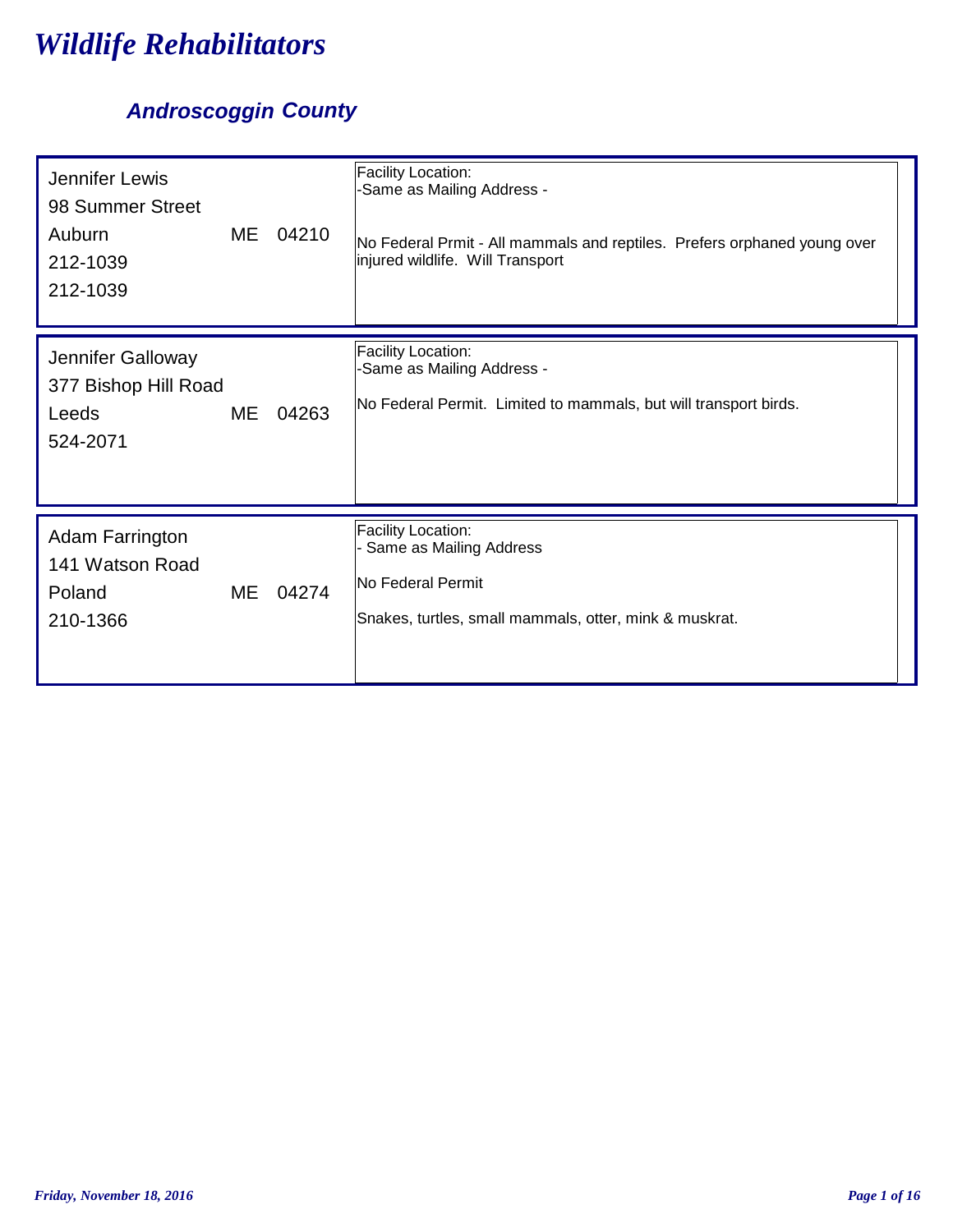# *Wildlife Rehabilitators*

## *Androscoggin County*

Jennifer Lewis
98 Summer Street
Auburn ME 04210
212-1039
212-1039

Facility Location:
-Same as Mailing Address -

No Federal Prmit - All mammals and reptiles. Prefers orphaned young over injured wildlife. Will Transport

---

Jennifer Galloway
377 Bishop Hill Road
Leeds ME 04263
524-2071

Facility Location:
-Same as Mailing Address -

No Federal Permit. Limited to mammals, but will transport birds.

---

Adam Farrington
141 Watson Road
Poland ME 04274
210-1366

Facility Location:
- Same as Mailing Address

No Federal Permit

Snakes, turtles, small mammals, otter, mink & muskrat.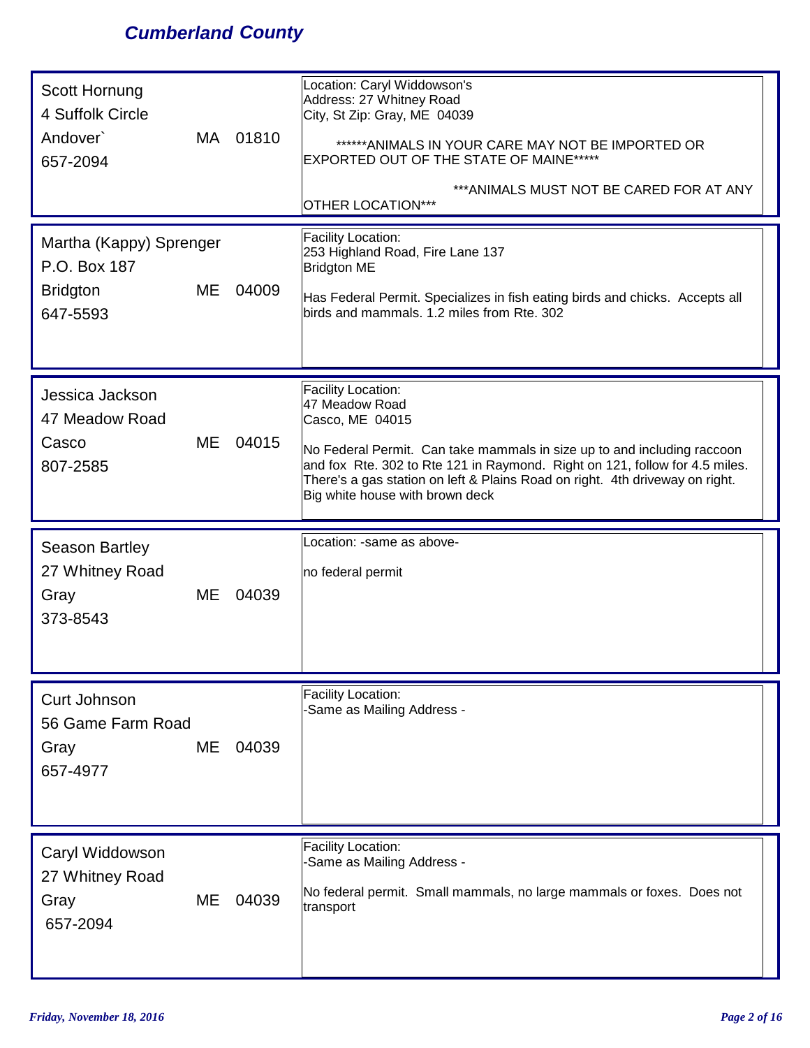## Cumberland County

| Contact | Location / Notes |
|---|---|
| Scott Hornung<br>4 Suffolk Circle<br>Andover` MA 01810<br>657-2094 | Location: Caryl Widdowson's<br>Address: 27 Whitney Road<br>City, St Zip: Gray, ME 04039<br><br>******ANIMALS IN YOUR CARE MAY NOT BE IMPORTED OR EXPORTED OUT OF THE STATE OF MAINE*****<br><br>***ANIMALS MUST NOT BE CARED FOR AT ANY OTHER LOCATION*** |
| Martha (Kappy) Sprenger<br>P.O. Box 187<br>Bridgton ME 04009<br>647-5593 | Facility Location:<br>253 Highland Road, Fire Lane 137<br>Bridgton ME<br><br>Has Federal Permit. Specializes in fish eating birds and chicks. Accepts all birds and mammals. 1.2 miles from Rte. 302 |
| Jessica Jackson<br>47 Meadow Road<br>Casco ME 04015<br>807-2585 | Facility Location:<br>47 Meadow Road<br>Casco, ME 04015<br><br>No Federal Permit. Can take mammals in size up to and including raccoon and fox Rte. 302 to Rte 121 in Raymond. Right on 121, follow for 4.5 miles. There's a gas station on left & Plains Road on right. 4th driveway on right. Big white house with brown deck |
| Season Bartley<br>27 Whitney Road<br>Gray ME 04039<br>373-8543 | Location: -same as above-<br><br>no federal permit |
| Curt Johnson<br>56 Game Farm Road<br>Gray ME 04039<br>657-4977 | Facility Location:<br>-Same as Mailing Address - |
| Caryl Widdowson<br>27 Whitney Road<br>Gray ME 04039<br>657-2094 | Facility Location:<br>-Same as Mailing Address -<br><br>No federal permit. Small mammals, no large mammals or foxes. Does not transport |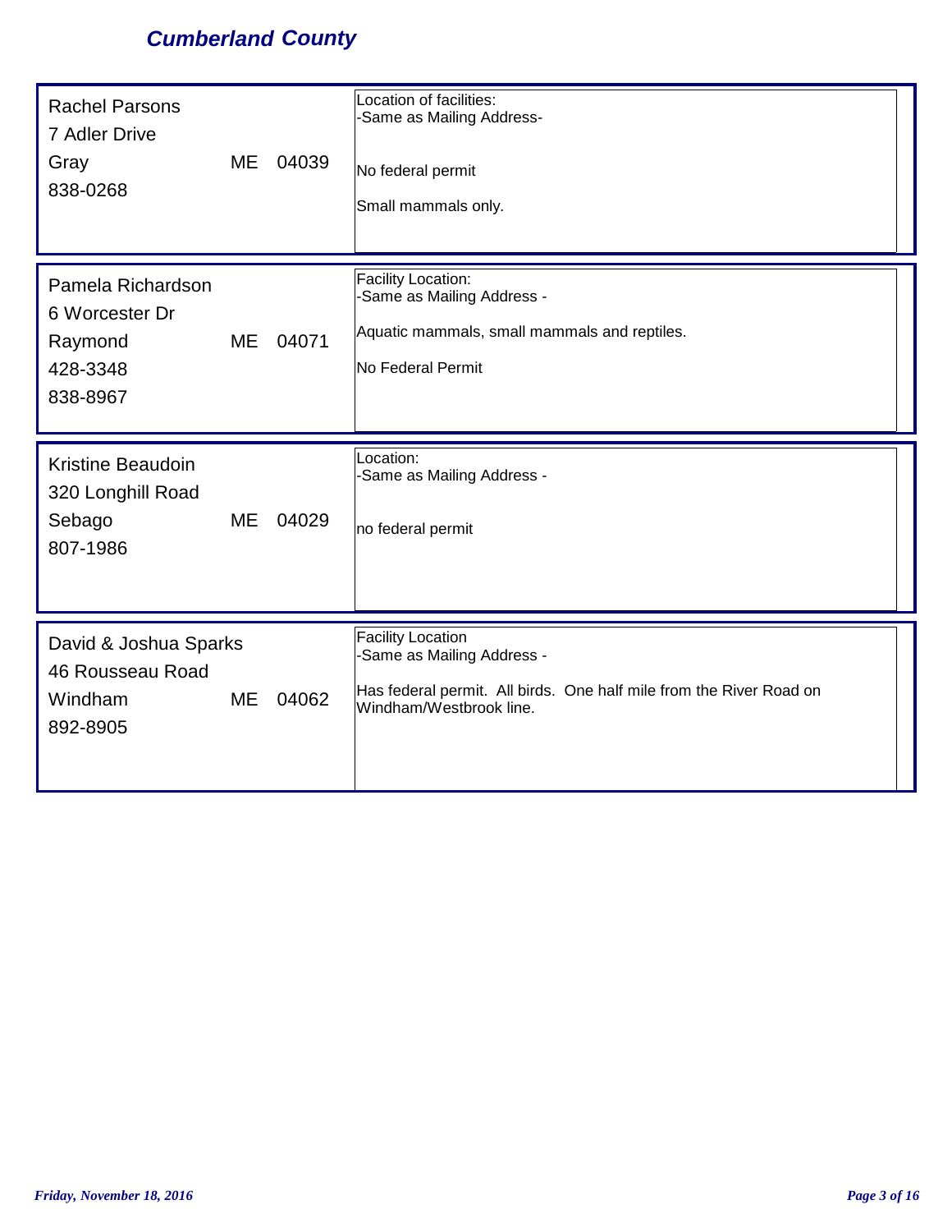## Cumberland County

| Contact | Details |
|---|---|
| Rachel Parsons<br>7 Adler Drive<br>Gray ME 04039<br>838-0268 | Location of facilities:<br>-Same as Mailing Address-<br><br>No federal permit<br><br>Small mammals only. |
| Pamela Richardson<br>6 Worcester Dr<br>Raymond ME 04071<br>428-3348<br>838-8967 | Facility Location:<br>-Same as Mailing Address -<br><br>Aquatic mammals, small mammals and reptiles.<br><br>No Federal Permit |
| Kristine Beaudoin<br>320 Longhill Road<br>Sebago ME 04029<br>807-1986 | Location:<br>-Same as Mailing Address -<br><br>no federal permit |
| David & Joshua Sparks<br>46 Rousseau Road<br>Windham ME 04062<br>892-8905 | Facility Location<br>-Same as Mailing Address -<br><br>Has federal permit. All birds. One half mile from the River Road on Windham/Westbrook line. |

*Friday, November 18, 2016*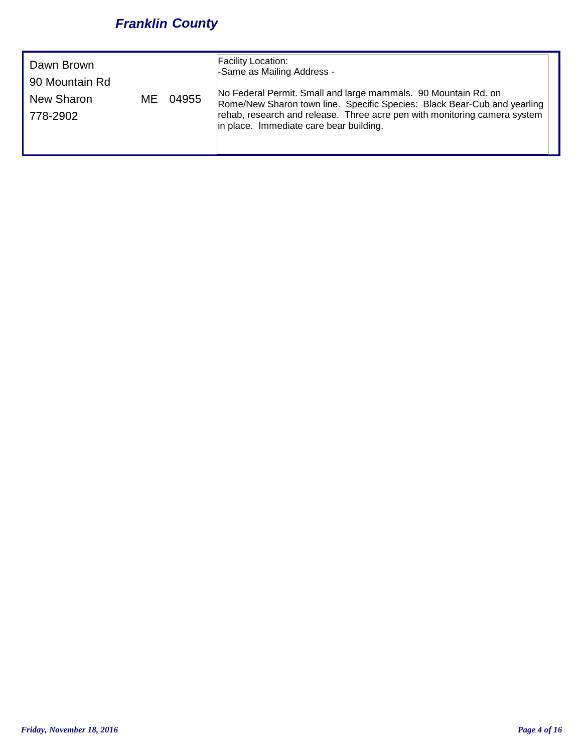## *Franklin County*

| Contact | Details |
|---|---|
| Dawn Brown<br>90 Mountain Rd<br>New Sharon ME 04955<br>778-2902 | Facility Location:<br>-Same as Mailing Address -<br><br>No Federal Permit. Small and large mammals. 90 Mountain Rd. on Rome/New Sharon town line. Specific Species: Black Bear-Cub and yearling rehab, research and release. Three acre pen with monitoring camera system in place. Immediate care bear building. |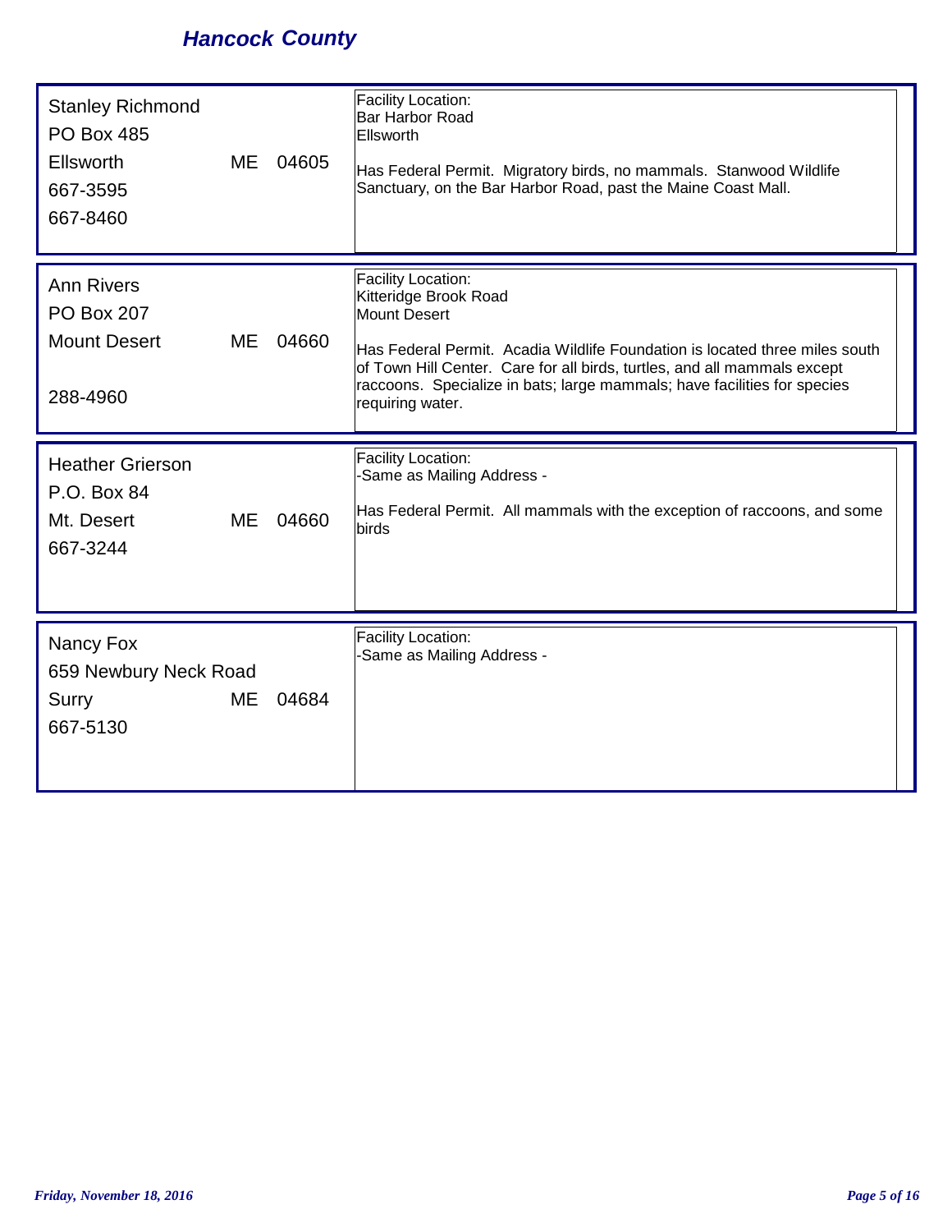## Hancock County

| Contact | Facility Location / Notes |
|---|---|
| Stanley Richmond<br>PO Box 485<br>Ellsworth ME 04605<br>667-3595<br>667-8460 | Facility Location:<br>Bar Harbor Road<br>Ellsworth<br><br>Has Federal Permit. Migratory birds, no mammals. Stanwood Wildlife Sanctuary, on the Bar Harbor Road, past the Maine Coast Mall. |
| Ann Rivers<br>PO Box 207<br>Mount Desert ME 04660<br>288-4960 | Facility Location:<br>Kitteridge Brook Road<br>Mount Desert<br><br>Has Federal Permit. Acadia Wildlife Foundation is located three miles south of Town Hill Center. Care for all birds, turtles, and all mammals except raccoons. Specialize in bats; large mammals; have facilities for species requiring water. |
| Heather Grierson<br>P.O. Box 84<br>Mt. Desert ME 04660<br>667-3244 | Facility Location:<br>-Same as Mailing Address -<br><br>Has Federal Permit. All mammals with the exception of raccoons, and some birds |
| Nancy Fox<br>659 Newbury Neck Road<br>Surry ME 04684<br>667-5130 | Facility Location:<br>-Same as Mailing Address - |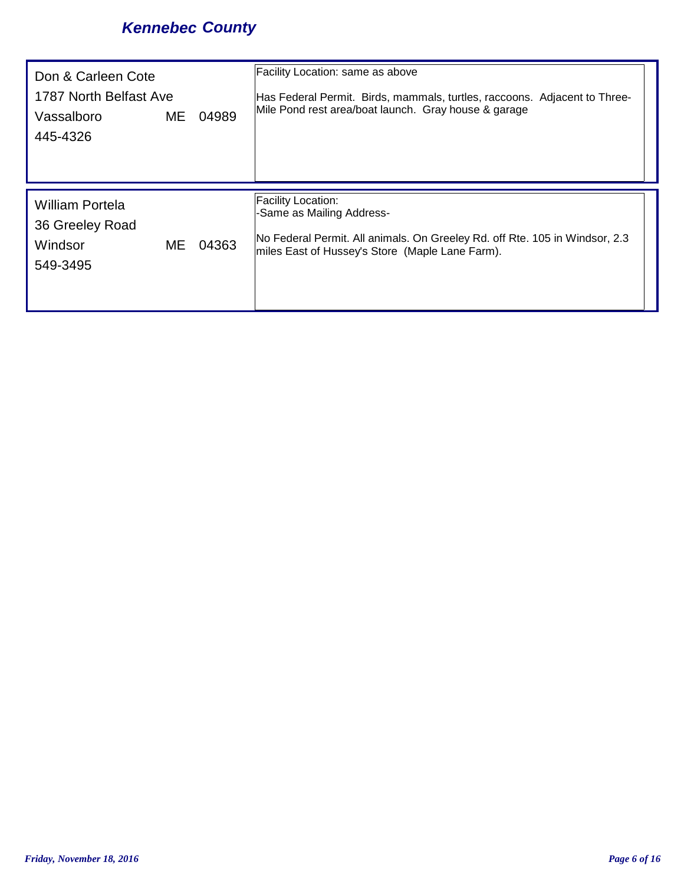## *Kennebec County*

| Contact | Details |
| --- | --- |
| Don & Carleen Cote<br>1787 North Belfast Ave<br>Vassalboro ME 04989<br>445-4326 | Facility Location: same as above<br><br>Has Federal Permit. Birds, mammals, turtles, raccoons. Adjacent to Three-Mile Pond rest area/boat launch. Gray house & garage |
| William Portela<br>36 Greeley Road<br>Windsor ME 04363<br>549-3495 | Facility Location:<br>-Same as Mailing Address-<br><br>No Federal Permit. All animals. On Greeley Rd. off Rte. 105 in Windsor, 2.3 miles East of Hussey's Store (Maple Lane Farm). |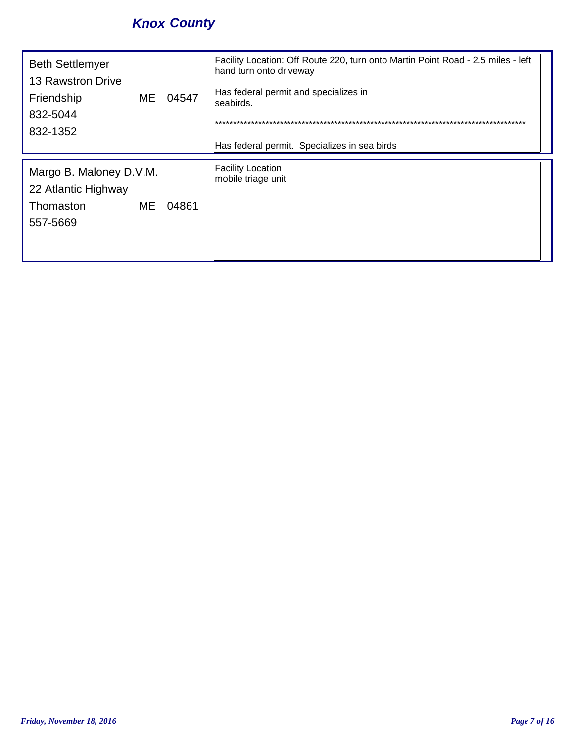## Knox County

| Contact | Details |
| --- | --- |
| Beth Settlemyer<br>13 Rawstron Drive<br>Friendship ME 04547<br>832-5044<br>832-1352 | Facility Location: Off Route 220, turn onto Martin Point Road - 2.5 miles - left hand turn onto driveway<br><br>Has federal permit and specializes in seabirds.<br><br>*****************************************************************************************<br><br>Has federal permit. Specializes in sea birds |
| Margo B. Maloney D.V.M.<br>22 Atlantic Highway<br>Thomaston ME 04861<br>557-5669 | Facility Location<br>mobile triage unit |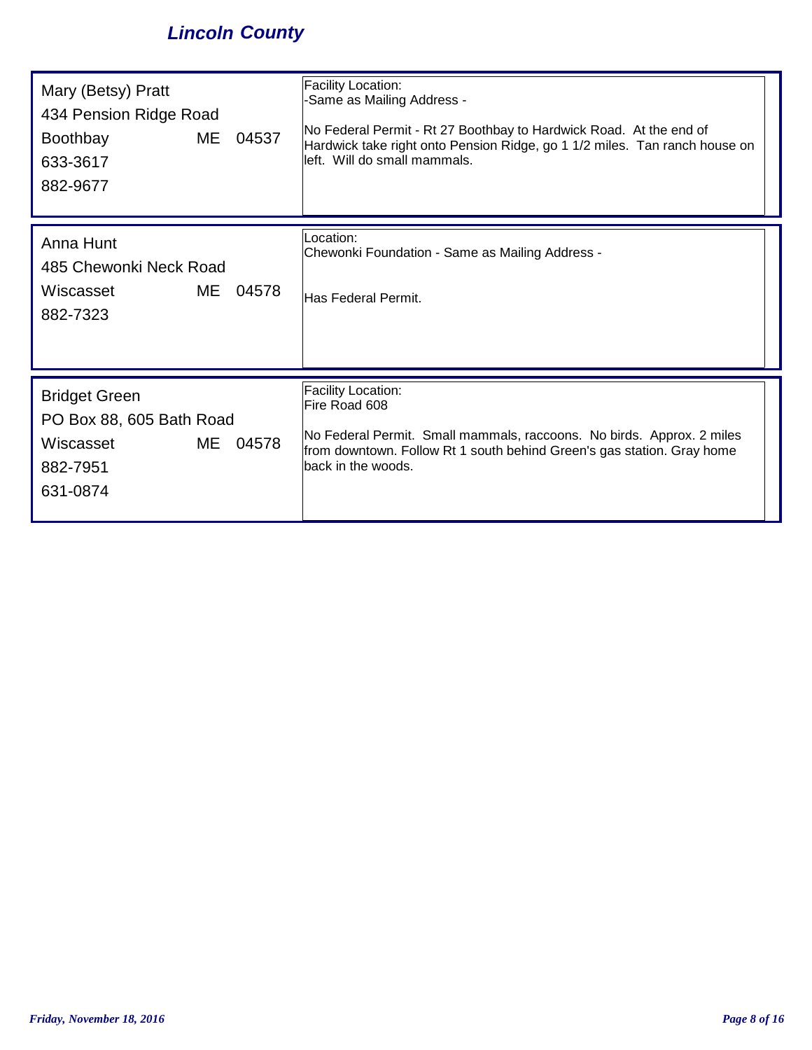## Lincoln County

| Contact | Location / Notes |
| --- | --- |
| Mary (Betsy) Pratt<br>434 Pension Ridge Road<br>Boothbay ME 04537<br>633-3617<br>882-9677 | Facility Location:<br>-Same as Mailing Address -<br><br>No Federal Permit - Rt 27 Boothbay to Hardwick Road. At the end of Hardwick take right onto Pension Ridge, go 1 1/2 miles. Tan ranch house on left. Will do small mammals. |
| Anna Hunt<br>485 Chewonki Neck Road<br>Wiscasset ME 04578<br>882-7323 | Location:<br>Chewonki Foundation - Same as Mailing Address -<br><br>Has Federal Permit. |
| Bridget Green<br>PO Box 88, 605 Bath Road<br>Wiscasset ME 04578<br>882-7951<br>631-0874 | Facility Location:<br>Fire Road 608<br><br>No Federal Permit. Small mammals, raccoons. No birds. Approx. 2 miles from downtown. Follow Rt 1 south behind Green's gas station. Gray home back in the woods. |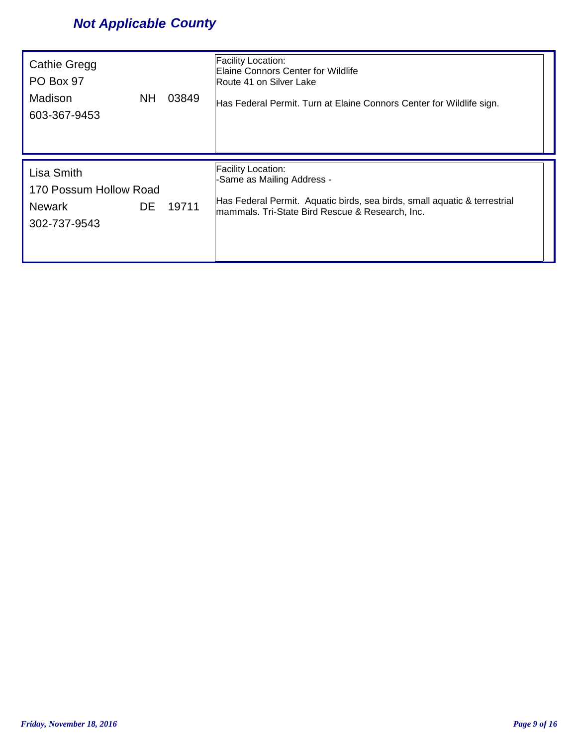## *Not Applicable County*

| Contact | Facility Information |
| --- | --- |
| Cathie Gregg<br>PO Box 97<br>Madison NH 03849<br>603-367-9453 | Facility Location:<br>Elaine Connors Center for Wildlife<br>Route 41 on Silver Lake<br><br>Has Federal Permit. Turn at Elaine Connors Center for Wildlife sign. |
| Lisa Smith<br>170 Possum Hollow Road<br>Newark DE 19711<br>302-737-9543 | Facility Location:<br>-Same as Mailing Address -<br><br>Has Federal Permit. Aquatic birds, sea birds, small aquatic & terrestrial mammals. Tri-State Bird Rescue & Research, Inc. |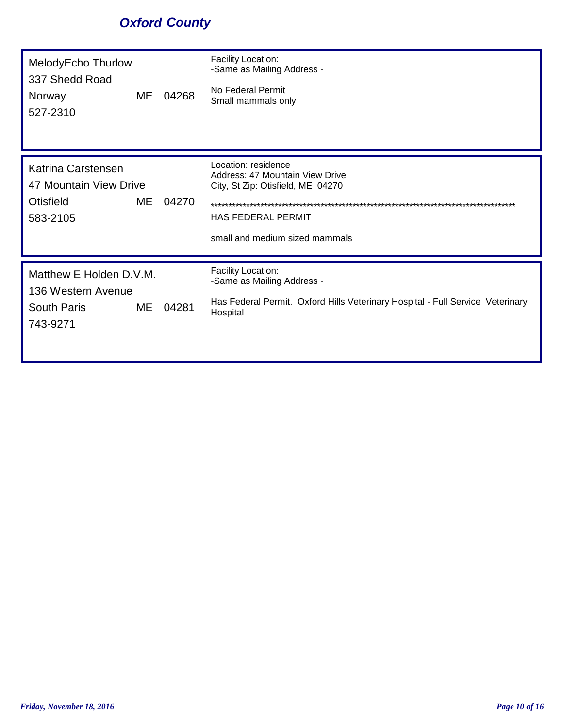## Oxford County

| Name / Address | Details |
| --- | --- |
| MelodyEcho Thurlow<br>337 Shedd Road<br>Norway ME 04268<br>527-2310 | Facility Location:<br>-Same as Mailing Address -<br><br>No Federal Permit<br>Small mammals only |
| Katrina Carstensen<br>47 Mountain View Drive<br>Otisfield ME 04270<br>583-2105 | Location: residence<br>Address: 47 Mountain View Drive<br>City, St Zip: Otisfield, ME 04270<br>******************************************************************************************<br>HAS FEDERAL PERMIT<br><br>small and medium sized mammals |
| Matthew E Holden D.V.M.<br>136 Western Avenue<br>South Paris ME 04281<br>743-9271 | Facility Location:<br>-Same as Mailing Address -<br><br>Has Federal Permit. Oxford Hills Veterinary Hospital - Full Service Veterinary Hospital |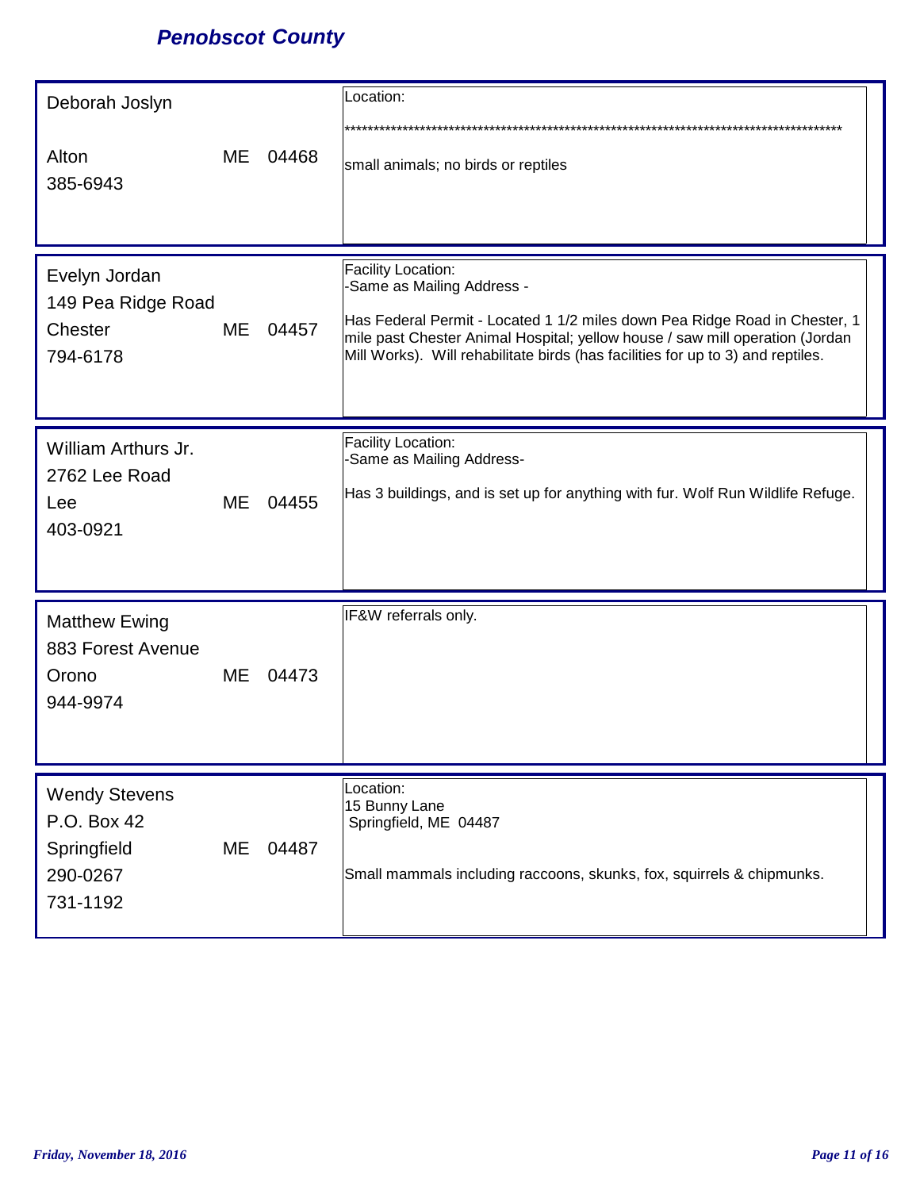## Penobscot County

| Contact | Details |
|---|---|
| Deborah Joslyn<br>Alton ME 04468<br>385-6943 | Location:<br>*************************************************************************************<br>small animals; no birds or reptiles |
| Evelyn Jordan<br>149 Pea Ridge Road<br>Chester ME 04457<br>794-6178 | Facility Location:<br>-Same as Mailing Address -<br>Has Federal Permit - Located 1 1/2 miles down Pea Ridge Road in Chester, 1 mile past Chester Animal Hospital; yellow house / saw mill operation (Jordan Mill Works). Will rehabilitate birds (has facilities for up to 3) and reptiles. |
| William Arthurs Jr.<br>2762 Lee Road<br>Lee ME 04455<br>403-0921 | Facility Location:<br>-Same as Mailing Address-<br>Has 3 buildings, and is set up for anything with fur. Wolf Run Wildlife Refuge. |
| Matthew Ewing<br>883 Forest Avenue<br>Orono ME 04473<br>944-9974 | IF&W referrals only. |
| Wendy Stevens<br>P.O. Box 42<br>Springfield ME 04487<br>290-0267<br>731-1192 | Location:<br>15 Bunny Lane<br>Springfield, ME 04487<br>Small mammals including raccoons, skunks, fox, squirrels & chipmunks. |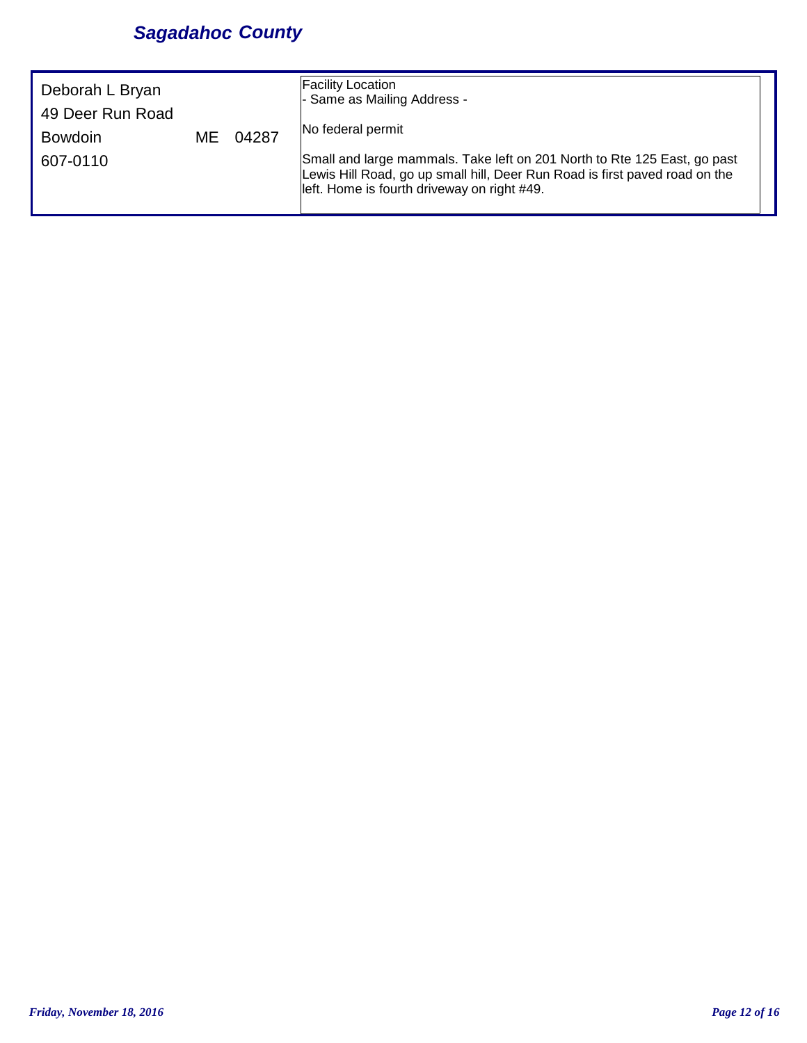## *Sagadahoc County*

| | |
|---|---|
| Deborah L Bryan<br>49 Deer Run Road<br>Bowdoin ME 04287<br>607-0110 | Facility Location<br>- Same as Mailing Address -<br><br>No federal permit<br><br>Small and large mammals. Take left on 201 North to Rte 125 East, go past Lewis Hill Road, go up small hill, Deer Run Road is first paved road on the left. Home is fourth driveway on right #49. |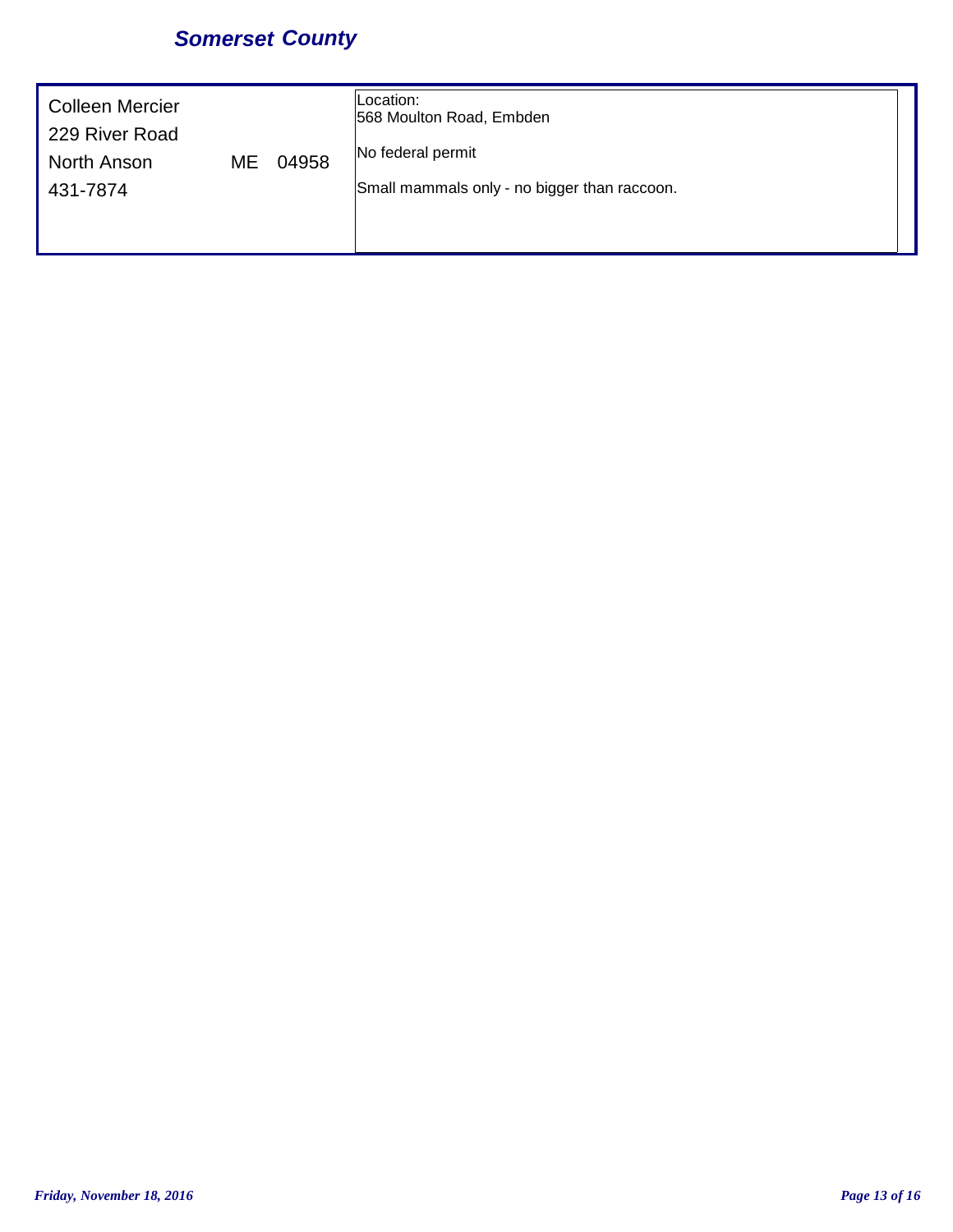## *Somerset County*

| | |
|---|---|
| Colleen Mercier<br>229 River Road<br>North Anson ME 04958<br>431-7874 | Location:<br>568 Moulton Road, Embden<br><br>No federal permit<br><br>Small mammals only - no bigger than raccoon. |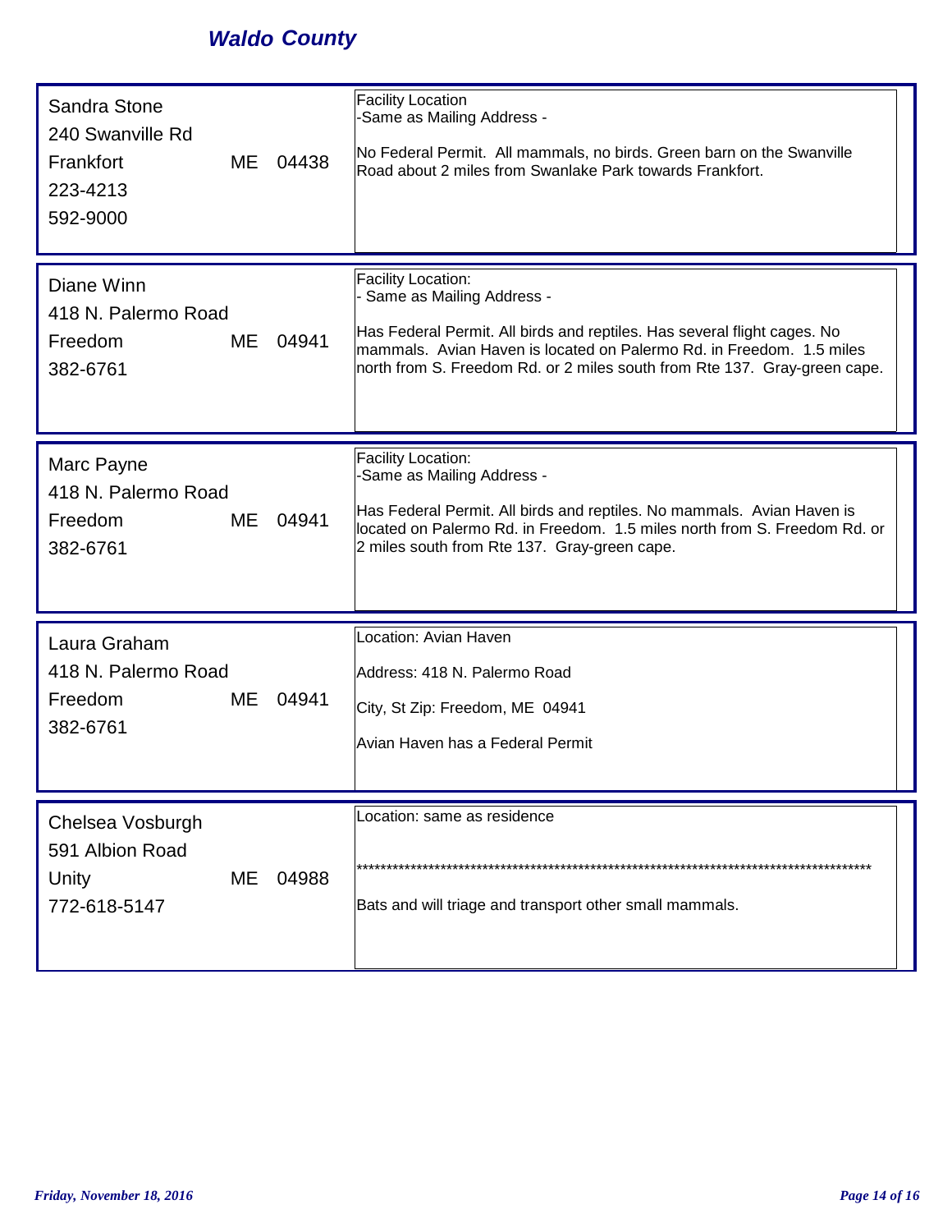# *Waldo County*

| Contact | Facility Information |
| --- | --- |
| Sandra Stone<br>240 Swanville Rd<br>Frankfort ME 04438<br>223-4213<br>592-9000 | Facility Location<br>-Same as Mailing Address -<br><br>No Federal Permit. All mammals, no birds. Green barn on the Swanville Road about 2 miles from Swanlake Park towards Frankfort. |
| Diane Winn<br>418 N. Palermo Road<br>Freedom ME 04941<br>382-6761 | Facility Location:<br>- Same as Mailing Address -<br><br>Has Federal Permit. All birds and reptiles. Has several flight cages. No mammals. Avian Haven is located on Palermo Rd. in Freedom. 1.5 miles north from S. Freedom Rd. or 2 miles south from Rte 137. Gray-green cape. |
| Marc Payne<br>418 N. Palermo Road<br>Freedom ME 04941<br>382-6761 | Facility Location:<br>-Same as Mailing Address -<br><br>Has Federal Permit. All birds and reptiles. No mammals. Avian Haven is located on Palermo Rd. in Freedom. 1.5 miles north from S. Freedom Rd. or 2 miles south from Rte 137. Gray-green cape. |
| Laura Graham<br>418 N. Palermo Road<br>Freedom ME 04941<br>382-6761 | Location: Avian Haven<br><br>Address: 418 N. Palermo Road<br><br>City, St Zip: Freedom, ME 04941<br><br>Avian Haven has a Federal Permit |
| Chelsea Vosburgh<br>591 Albion Road<br>Unity ME 04988<br>772-618-5147 | Location: same as residence<br><br>****************************************************************************************<br><br>Bats and will triage and transport other small mammals. |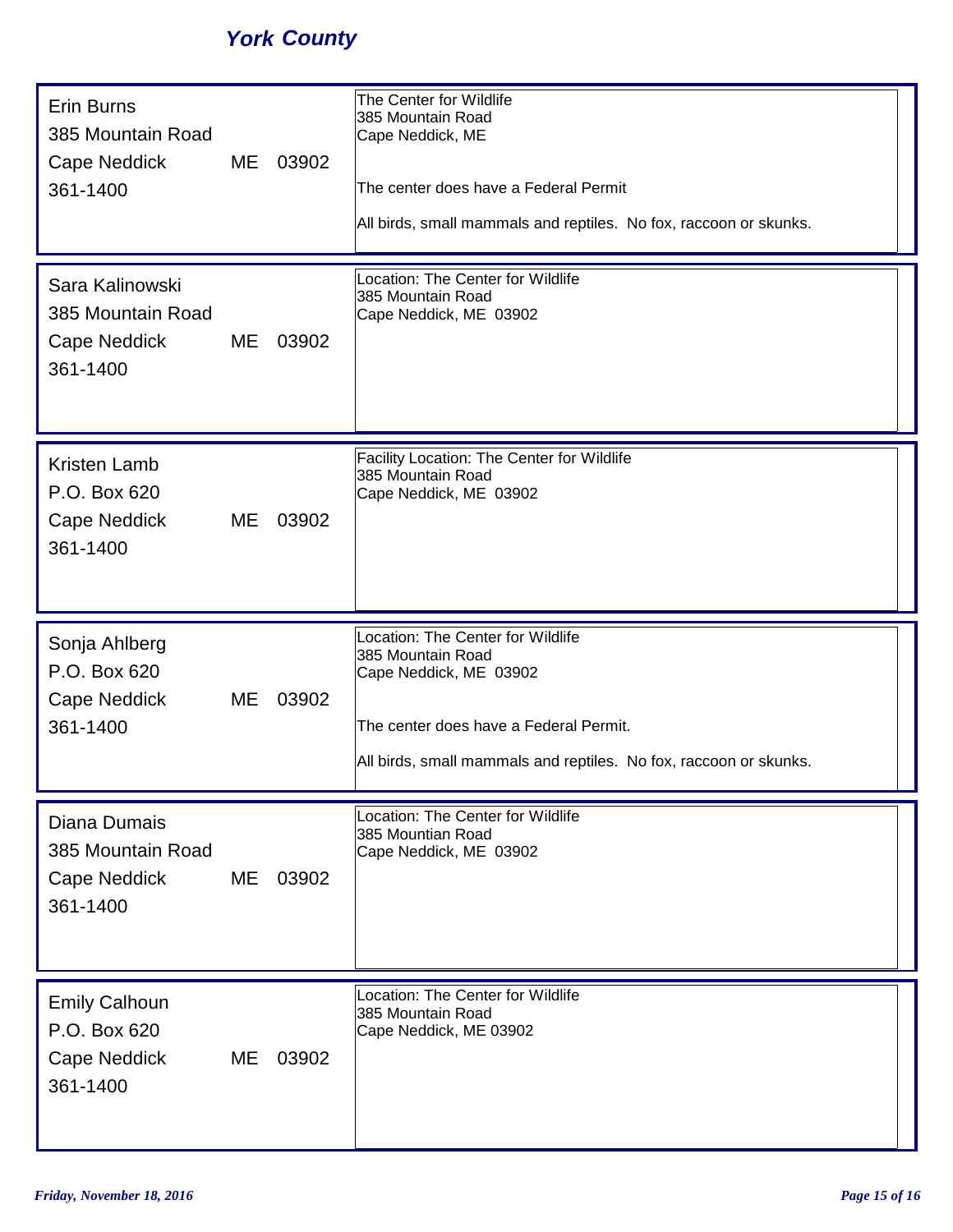## *York County*

| Contact | Details |
| --- | --- |
| Erin Burns<br>385 Mountain Road<br>Cape Neddick ME 03902<br>361-1400 | The Center for Wildlife<br>385 Mountain Road<br>Cape Neddick, ME<br><br>The center does have a Federal Permit<br><br>All birds, small mammals and reptiles.  No fox, raccoon or skunks. |
| Sara Kalinowski<br>385 Mountain Road<br>Cape Neddick ME 03902<br>361-1400 | Location: The Center for Wildlife<br>385 Mountain Road<br>Cape Neddick, ME  03902 |
| Kristen Lamb<br>P.O. Box 620<br>Cape Neddick ME 03902<br>361-1400 | Facility Location: The Center for Wildlife<br>385 Mountain Road<br>Cape Neddick, ME  03902 |
| Sonja Ahlberg<br>P.O. Box 620<br>Cape Neddick ME 03902<br>361-1400 | Location: The Center for Wildlife<br>385 Mountain Road<br>Cape Neddick, ME  03902<br><br>The center does have a Federal Permit.<br><br>All birds, small mammals and reptiles.  No fox, raccoon or skunks. |
| Diana Dumais<br>385 Mountain Road<br>Cape Neddick ME 03902<br>361-1400 | Location: The Center for Wildlife<br>385 Mountian Road<br>Cape Neddick, ME  03902 |
| Emily Calhoun<br>P.O. Box 620<br>Cape Neddick ME 03902<br>361-1400 | Location: The Center for Wildlife<br>385 Mountain Road<br>Cape Neddick, ME 03902 |

*Friday, November 18, 2016*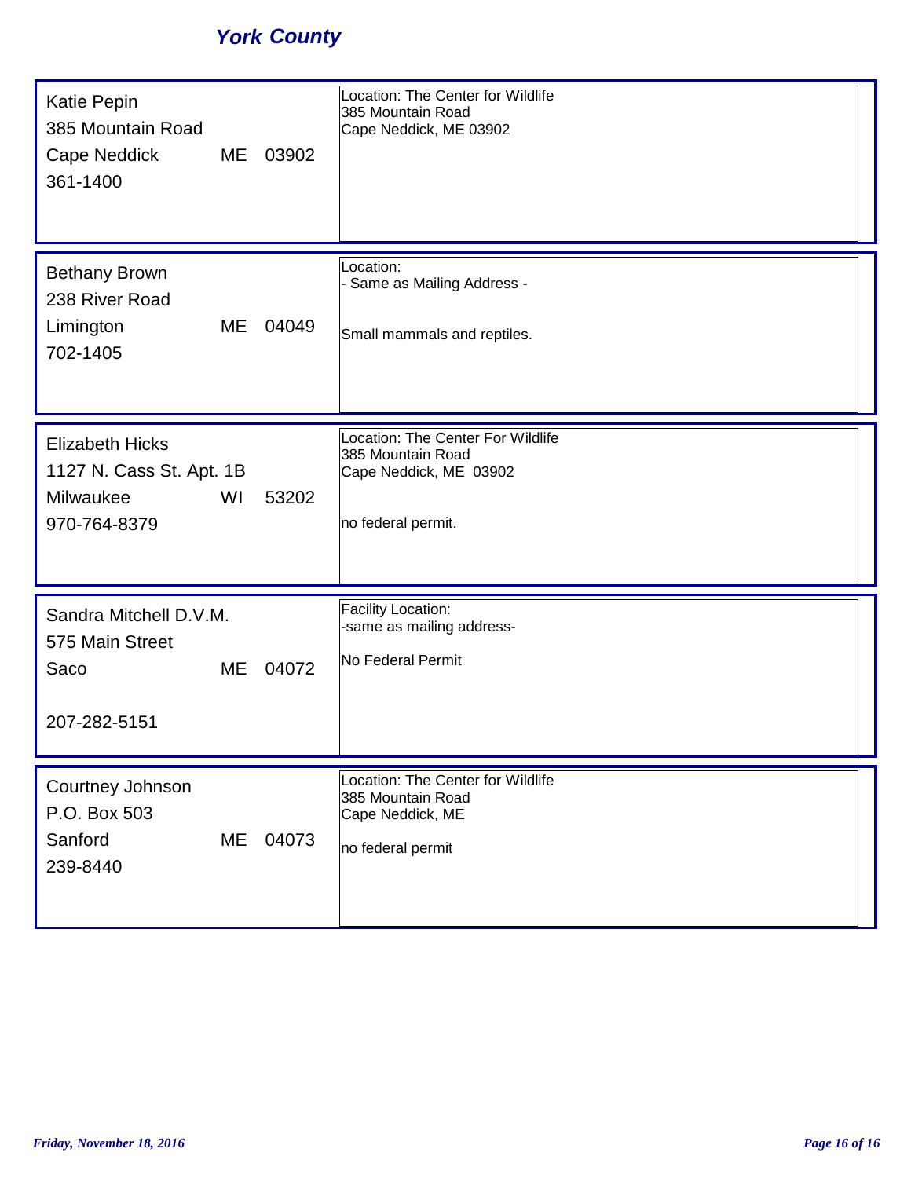## York County

| | |
|---|---|
| Katie Pepin<br>385 Mountain Road<br>Cape Neddick ME 03902<br>361-1400 | Location: The Center for Wildlife<br>385 Mountain Road<br>Cape Neddick, ME 03902 |
| Bethany Brown<br>238 River Road<br>Limington ME 04049<br>702-1405 | Location:<br>- Same as Mailing Address -<br><br>Small mammals and reptiles. |
| Elizabeth Hicks<br>1127 N. Cass St. Apt. 1B<br>Milwaukee WI 53202<br>970-764-8379 | Location: The Center For Wildlife<br>385 Mountain Road<br>Cape Neddick, ME 03902<br><br>no federal permit. |
| Sandra Mitchell D.V.M.<br>575 Main Street<br>Saco ME 04072<br><br>207-282-5151 | Facility Location:<br>-same as mailing address-<br><br>No Federal Permit |
| Courtney Johnson<br>P.O. Box 503<br>Sanford ME 04073<br>239-8440 | Location: The Center for Wildlife<br>385 Mountain Road<br>Cape Neddick, ME<br><br>no federal permit |

*Friday, November 18, 2016*